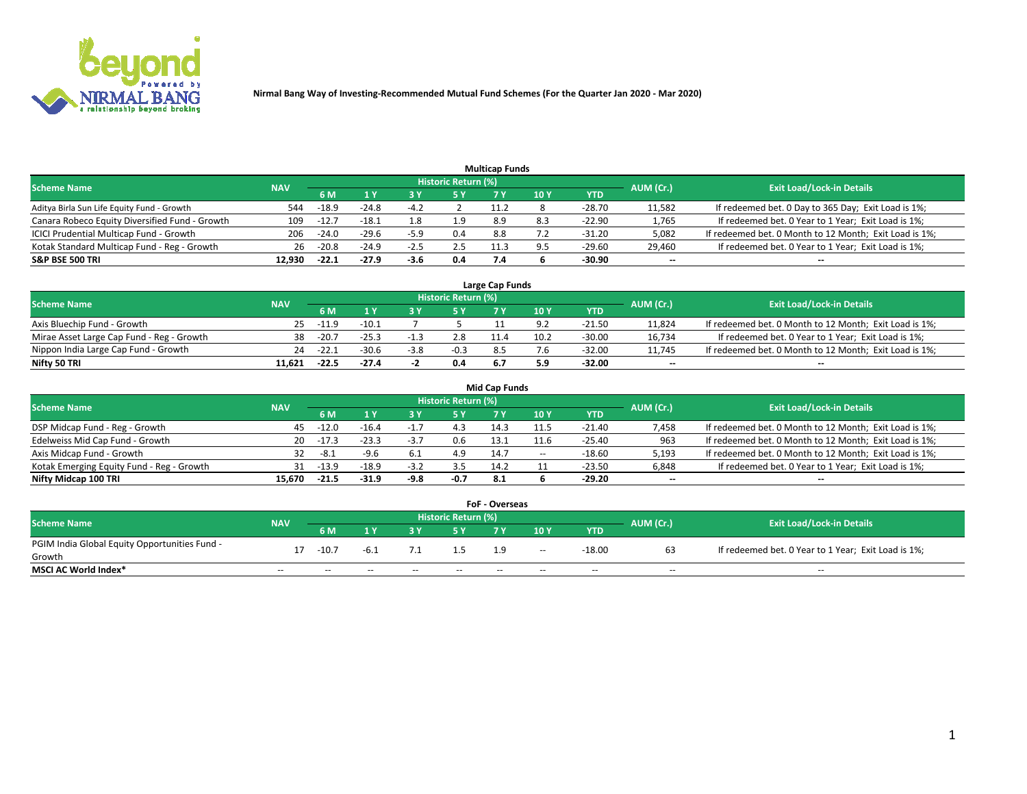# Nirmal Bang Way of Investing-Recommended Mutual Fund Schemes (For the Quarter Jan 2020 - Mar 2020)

## Multicap Funds

| Scheme Name | NAV | Historic Return (%) | | | | | | | AUM (Cr.) | Exit Load/Lock-in Details |
|---|---|---|---|---|---|---|---|---|---|---|
| | | 6 M | 1 Y | 3 Y | 5 Y | 7 Y | 10 Y | YTD | | |
| Aditya Birla Sun Life Equity Fund - Growth | 544 | -18.9 | -24.8 | -4.2 | 2 | 11.2 | 8 | -28.70 | 11,582 | If redeemed bet. 0 Day to 365 Day; Exit Load is 1%; |
| Canara Robeco Equity Diversified Fund - Growth | 109 | -12.7 | -18.1 | 1.8 | 1.9 | 8.9 | 8.3 | -22.90 | 1,765 | If redeemed bet. 0 Year to 1 Year; Exit Load is 1%; |
| ICICI Prudential Multicap Fund - Growth | 206 | -24.0 | -29.6 | -5.9 | 0.4 | 8.8 | 7.2 | -31.20 | 5,082 | If redeemed bet. 0 Month to 12 Month; Exit Load is 1%; |
| Kotak Standard Multicap Fund - Reg - Growth | 26 | -20.8 | -24.9 | -2.5 | 2.5 | 11.3 | 9.5 | -29.60 | 29,460 | If redeemed bet. 0 Year to 1 Year; Exit Load is 1%; |
| **S&P BSE 500 TRI** | **12,930** | **-22.1** | **-27.9** | **-3.6** | **0.4** | **7.4** | **6** | **-30.90** | **--** | **--** |

## Large Cap Funds

| Scheme Name | NAV | Historic Return (%) | | | | | | | AUM (Cr.) | Exit Load/Lock-in Details |
|---|---|---|---|---|---|---|---|---|---|---|
| | | 6 M | 1 Y | 3 Y | 5 Y | 7 Y | 10 Y | YTD | | |
| Axis Bluechip Fund - Growth | 25 | -11.9 | -10.1 | 7 | 5 | 11 | 9.2 | -21.50 | 11,824 | If redeemed bet. 0 Month to 12 Month; Exit Load is 1%; |
| Mirae Asset Large Cap Fund - Reg - Growth | 38 | -20.7 | -25.3 | -1.3 | 2.8 | 11.4 | 10.2 | -30.00 | 16,734 | If redeemed bet. 0 Year to 1 Year; Exit Load is 1%; |
| Nippon India Large Cap Fund - Growth | 24 | -22.1 | -30.6 | -3.8 | -0.3 | 8.5 | 7.6 | -32.00 | 11,745 | If redeemed bet. 0 Month to 12 Month; Exit Load is 1%; |
| **Nifty 50 TRI** | **11,621** | **-22.5** | **-27.4** | **-2** | **0.4** | **6.7** | **5.9** | **-32.00** | **--** | **--** |

## Mid Cap Funds

| Scheme Name | NAV | Historic Return (%) | | | | | | | AUM (Cr.) | Exit Load/Lock-in Details |
|---|---|---|---|---|---|---|---|---|---|---|
| | | 6 M | 1 Y | 3 Y | 5 Y | 7 Y | 10 Y | YTD | | |
| DSP Midcap Fund - Reg - Growth | 45 | -12.0 | -16.4 | -1.7 | 4.3 | 14.3 | 11.5 | -21.40 | 7,458 | If redeemed bet. 0 Month to 12 Month; Exit Load is 1%; |
| Edelweiss Mid Cap Fund - Growth | 20 | -17.3 | -23.3 | -3.7 | 0.6 | 13.1 | 11.6 | -25.40 | 963 | If redeemed bet. 0 Month to 12 Month; Exit Load is 1%; |
| Axis Midcap Fund - Growth | 32 | -8.1 | -9.6 | 6.1 | 4.9 | 14.7 | -- | -18.60 | 5,193 | If redeemed bet. 0 Month to 12 Month; Exit Load is 1%; |
| Kotak Emerging Equity Fund - Reg - Growth | 31 | -13.9 | -18.9 | -3.2 | 3.5 | 14.2 | 11 | -23.50 | 6,848 | If redeemed bet. 0 Year to 1 Year; Exit Load is 1%; |
| **Nifty Midcap 100 TRI** | **15,670** | **-21.5** | **-31.9** | **-9.8** | **-0.7** | **8.1** | **6** | **-29.20** | **--** | **--** |

## FoF - Overseas

| Scheme Name | NAV | Historic Return (%) | | | | | | | AUM (Cr.) | Exit Load/Lock-in Details |
|---|---|---|---|---|---|---|---|---|---|---|
| | | 6 M | 1 Y | 3 Y | 5 Y | 7 Y | 10 Y | YTD | | |
| PGIM India Global Equity Opportunities Fund - Growth | 17 | -10.7 | -6.1 | 7.1 | 1.5 | 1.9 | -- | -18.00 | 63 | If redeemed bet. 0 Year to 1 Year; Exit Load is 1%; |
| **MSCI AC World Index*** | -- | -- | -- | -- | -- | -- | -- | -- | -- | -- |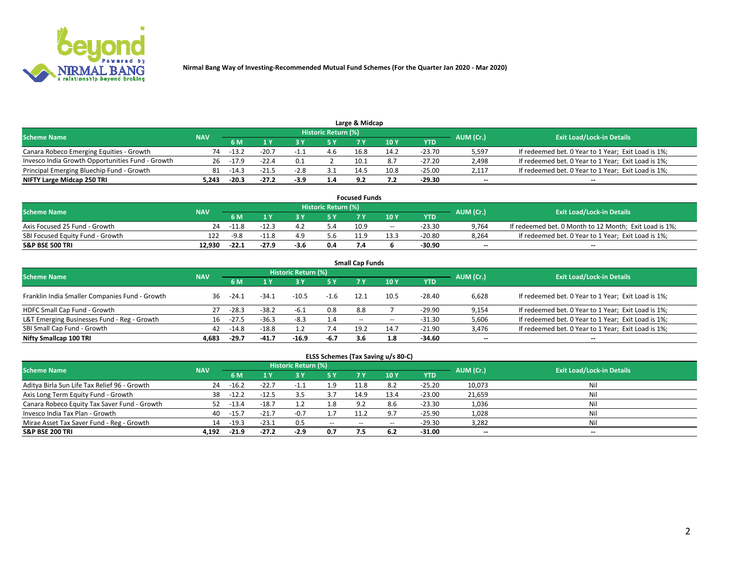Nirmal Bang Way of Investing-Recommended Mutual Fund Schemes (For the Quarter Jan 2020 - Mar 2020)

## Large & Midcap

| Scheme Name | NAV | Historic Return (%) | | | | | | | AUM (Cr.) | Exit Load/Lock-in Details |
|---|---|---|---|---|---|---|---|---|---|---|
| | | 6 M | 1 Y | 3 Y | 5 Y | 7 Y | 10 Y | YTD | | |
| Canara Robeco Emerging Equities - Growth | 74 | -13.2 | -20.7 | -1.1 | 4.6 | 16.8 | 14.2 | -23.70 | 5,597 | If redeemed bet. 0 Year to 1 Year; Exit Load is 1%; |
| Invesco India Growth Opportunities Fund - Growth | 26 | -17.9 | -22.4 | 0.1 | 2 | 10.1 | 8.7 | -27.20 | 2,498 | If redeemed bet. 0 Year to 1 Year; Exit Load is 1%; |
| Principal Emerging Bluechip Fund - Growth | 81 | -14.3 | -21.5 | -2.8 | 3.1 | 14.5 | 10.8 | -25.00 | 2,117 | If redeemed bet. 0 Year to 1 Year; Exit Load is 1%; |
| **NIFTY Large Midcap 250 TRI** | **5,243** | **-20.3** | **-27.2** | **-3.9** | **1.4** | **9.2** | **7.2** | **-29.30** | **--** | **--** |

## Focused Funds

| Scheme Name | NAV | Historic Return (%) | | | | | | | AUM (Cr.) | Exit Load/Lock-in Details |
|---|---|---|---|---|---|---|---|---|---|---|
| | | 6 M | 1 Y | 3 Y | 5 Y | 7 Y | 10 Y | YTD | | |
| Axis Focused 25 Fund - Growth | 24 | -11.8 | -12.3 | 4.2 | 5.4 | 10.9 | -- | -23.30 | 9,764 | If redeemed bet. 0 Month to 12 Month; Exit Load is 1%; |
| SBI Focused Equity Fund - Growth | 122 | -9.8 | -11.8 | 4.9 | 5.6 | 11.9 | 13.3 | -20.80 | 8,264 | If redeemed bet. 0 Year to 1 Year; Exit Load is 1%; |
| **S&P BSE 500 TRI** | **12,930** | **-22.1** | **-27.9** | **-3.6** | **0.4** | **7.4** | **6** | **-30.90** | **--** | **--** |

## Small Cap Funds

| Scheme Name | NAV | Historic Return (%) | | | | | | | AUM (Cr.) | Exit Load/Lock-in Details |
|---|---|---|---|---|---|---|---|---|---|---|
| | | 6 M | 1 Y | 3 Y | 5 Y | 7 Y | 10 Y | YTD | | |
| Franklin India Smaller Companies Fund - Growth | 36 | -24.1 | -34.1 | -10.5 | -1.6 | 12.1 | 10.5 | -28.40 | 6,628 | If redeemed bet. 0 Year to 1 Year; Exit Load is 1%; |
| HDFC Small Cap Fund - Growth | 27 | -28.3 | -38.2 | -6.1 | 0.8 | 8.8 | 7 | -29.90 | 9,154 | If redeemed bet. 0 Year to 1 Year; Exit Load is 1%; |
| L&T Emerging Businesses Fund - Reg - Growth | 16 | -27.5 | -36.3 | -8.3 | 1.4 | -- | -- | -31.30 | 5,606 | If redeemed bet. 0 Year to 1 Year; Exit Load is 1%; |
| SBI Small Cap Fund - Growth | 42 | -14.8 | -18.8 | 1.2 | 7.4 | 19.2 | 14.7 | -21.90 | 3,476 | If redeemed bet. 0 Year to 1 Year; Exit Load is 1%; |
| **Nifty Smallcap 100 TRI** | **4,683** | **-29.7** | **-41.7** | **-16.9** | **-6.7** | **3.6** | **1.8** | **-34.60** | **--** | **--** |

## ELSS Schemes (Tax Saving u/s 80-C)

| Scheme Name | NAV | Historic Return (%) | | | | | | | AUM (Cr.) | Exit Load/Lock-in Details |
|---|---|---|---|---|---|---|---|---|---|---|
| | | 6 M | 1 Y | 3 Y | 5 Y | 7 Y | 10 Y | YTD | | |
| Aditya Birla Sun Life Tax Relief 96 - Growth | 24 | -16.2 | -22.7 | -1.1 | 1.9 | 11.8 | 8.2 | -25.20 | 10,073 | Nil |
| Axis Long Term Equity Fund - Growth | 38 | -12.2 | -12.5 | 3.5 | 3.7 | 14.9 | 13.4 | -23.00 | 21,659 | Nil |
| Canara Robeco Equity Tax Saver Fund - Growth | 52 | -13.4 | -18.7 | 1.2 | 1.8 | 9.2 | 8.6 | -23.30 | 1,036 | Nil |
| Invesco India Tax Plan - Growth | 40 | -15.7 | -21.7 | -0.7 | 1.7 | 11.2 | 9.7 | -25.90 | 1,028 | Nil |
| Mirae Asset Tax Saver Fund - Reg - Growth | 14 | -19.3 | -23.1 | 0.5 | -- | -- | -- | -29.30 | 3,282 | Nil |
| **S&P BSE 200 TRI** | **4,192** | **-21.9** | **-27.2** | **-2.9** | **0.7** | **7.5** | **6.2** | **-31.00** | **--** | **--** |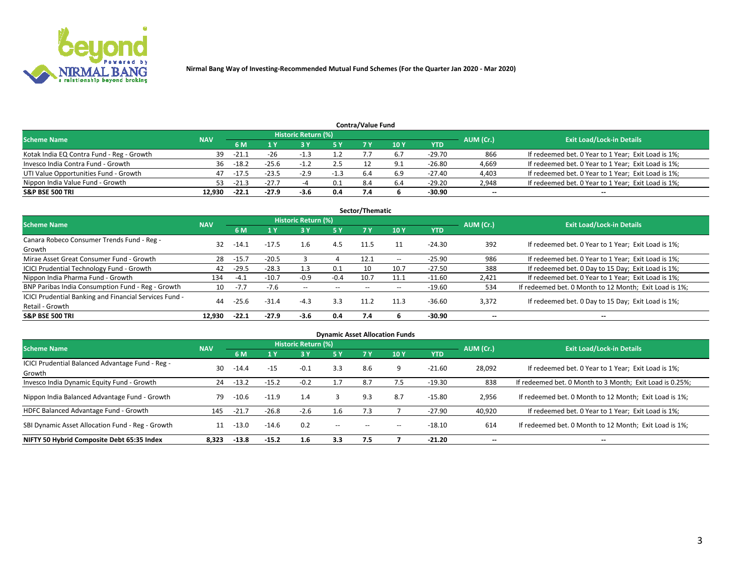Nirmal Bang Way of Investing-Recommended Mutual Fund Schemes (For the Quarter Jan 2020 - Mar 2020)

## Contra/Value Fund

| Scheme Name | NAV | Historic Return (%) | | | | | | | AUM (Cr.) | Exit Load/Lock-in Details |
|---|---|---|---|---|---|---|---|---|---|---|
| | | 6 M | 1 Y | 3 Y | 5 Y | 7 Y | 10 Y | YTD | | |
| Kotak India EQ Contra Fund - Reg - Growth | 39 | -21.1 | -26 | -1.3 | 1.2 | 7.7 | 6.7 | -29.70 | 866 | If redeemed bet. 0 Year to 1 Year; Exit Load is 1%; |
| Invesco India Contra Fund - Growth | 36 | -18.2 | -25.6 | -1.2 | 2.5 | 12 | 9.1 | -26.80 | 4,669 | If redeemed bet. 0 Year to 1 Year; Exit Load is 1%; |
| UTI Value Opportunities Fund - Growth | 47 | -17.5 | -23.5 | -2.9 | -1.3 | 6.4 | 6.9 | -27.40 | 4,403 | If redeemed bet. 0 Year to 1 Year; Exit Load is 1%; |
| Nippon India Value Fund - Growth | 53 | -21.3 | -27.7 | -4 | 0.1 | 8.4 | 6.4 | -29.20 | 2,948 | If redeemed bet. 0 Year to 1 Year; Exit Load is 1%; |
| **S&P BSE 500 TRI** | **12,930** | **-22.1** | **-27.9** | **-3.6** | **0.4** | **7.4** | **6** | **-30.90** | **--** | **--** |

## Sector/Thematic

| Scheme Name | NAV | Historic Return (%) | | | | | | | AUM (Cr.) | Exit Load/Lock-in Details |
|---|---|---|---|---|---|---|---|---|---|---|
| | | 6 M | 1 Y | 3 Y | 5 Y | 7 Y | 10 Y | YTD | | |
| Canara Robeco Consumer Trends Fund - Reg - Growth | 32 | -14.1 | -17.5 | 1.6 | 4.5 | 11.5 | 11 | -24.30 | 392 | If redeemed bet. 0 Year to 1 Year; Exit Load is 1%; |
| Mirae Asset Great Consumer Fund - Growth | 28 | -15.7 | -20.5 | 3 | 4 | 12.1 | -- | -25.90 | 986 | If redeemed bet. 0 Year to 1 Year; Exit Load is 1%; |
| ICICI Prudential Technology Fund - Growth | 42 | -29.5 | -28.3 | 1.3 | 0.1 | 10 | 10.7 | -27.50 | 388 | If redeemed bet. 0 Day to 15 Day; Exit Load is 1%; |
| Nippon India Pharma Fund - Growth | 134 | -4.1 | -10.7 | -0.9 | -0.4 | 10.7 | 11.1 | -11.60 | 2,421 | If redeemed bet. 0 Year to 1 Year; Exit Load is 1%; |
| BNP Paribas India Consumption Fund - Reg - Growth | 10 | -7.7 | -7.6 | -- | -- | -- | -- | -19.60 | 534 | If redeemed bet. 0 Month to 12 Month; Exit Load is 1%; |
| ICICI Prudential Banking and Financial Services Fund - Retail - Growth | 44 | -25.6 | -31.4 | -4.3 | 3.3 | 11.2 | 11.3 | -36.60 | 3,372 | If redeemed bet. 0 Day to 15 Day; Exit Load is 1%; |
| **S&P BSE 500 TRI** | **12,930** | **-22.1** | **-27.9** | **-3.6** | **0.4** | **7.4** | **6** | **-30.90** | **--** | **--** |

## Dynamic Asset Allocation Funds

| Scheme Name | NAV | Historic Return (%) | | | | | | | AUM (Cr.) | Exit Load/Lock-in Details |
|---|---|---|---|---|---|---|---|---|---|---|
| | | 6 M | 1 Y | 3 Y | 5 Y | 7 Y | 10 Y | YTD | | |
| ICICI Prudential Balanced Advantage Fund - Reg - Growth | 30 | -14.4 | -15 | -0.1 | 3.3 | 8.6 | 9 | -21.60 | 28,092 | If redeemed bet. 0 Year to 1 Year; Exit Load is 1%; |
| Invesco India Dynamic Equity Fund - Growth | 24 | -13.2 | -15.2 | -0.2 | 1.7 | 8.7 | 7.5 | -19.30 | 838 | If redeemed bet. 0 Month to 3 Month; Exit Load is 0.25%; |
| Nippon India Balanced Advantage Fund - Growth | 79 | -10.6 | -11.9 | 1.4 | 3 | 9.3 | 8.7 | -15.80 | 2,956 | If redeemed bet. 0 Month to 12 Month; Exit Load is 1%; |
| HDFC Balanced Advantage Fund - Growth | 145 | -21.7 | -26.8 | -2.6 | 1.6 | 7.3 | 7 | -27.90 | 40,920 | If redeemed bet. 0 Year to 1 Year; Exit Load is 1%; |
| SBI Dynamic Asset Allocation Fund - Reg - Growth | 11 | -13.0 | -14.6 | 0.2 | -- | -- | -- | -18.10 | 614 | If redeemed bet. 0 Month to 12 Month; Exit Load is 1%; |
| **NIFTY 50 Hybrid Composite Debt 65:35 Index** | **8,323** | **-13.8** | **-15.2** | **1.6** | **3.3** | **7.5** | **7** | **-21.20** | **--** | **--** |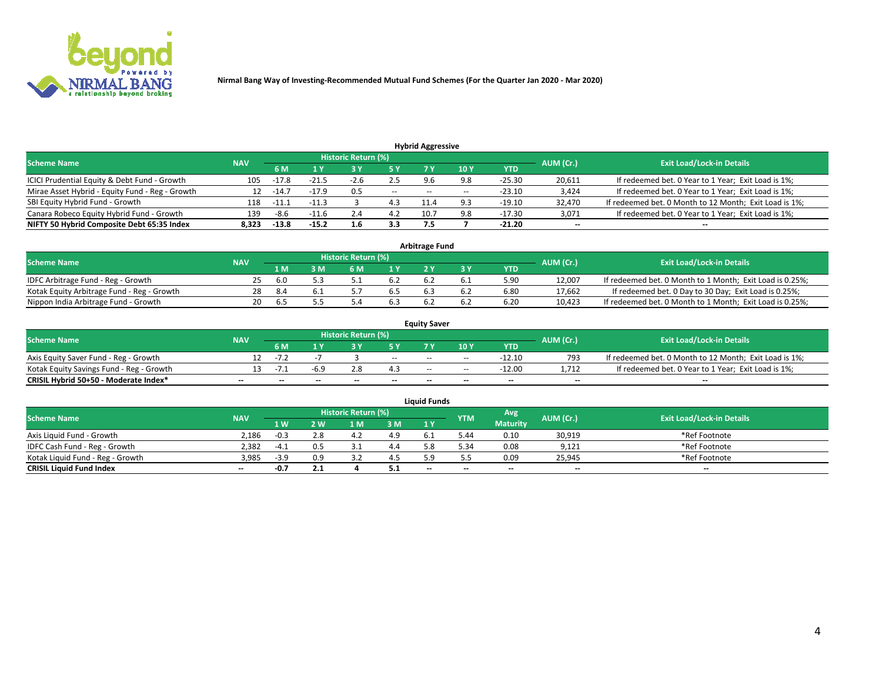Nirmal Bang Way of Investing-Recommended Mutual Fund Schemes (For the Quarter Jan 2020 - Mar 2020)

### Hybrid Aggressive

| Scheme Name | NAV | Historic Return (%) | | | | | | | AUM (Cr.) | Exit Load/Lock-in Details |
|---|---|---|---|---|---|---|---|---|---|---|
| | | 6 M | 1 Y | 3 Y | 5 Y | 7 Y | 10 Y | YTD | | |
| ICICI Prudential Equity & Debt Fund - Growth | 105 | -17.8 | -21.5 | -2.6 | 2.5 | 9.6 | 9.8 | -25.30 | 20,611 | If redeemed bet. 0 Year to 1 Year; Exit Load is 1%; |
| Mirae Asset Hybrid - Equity Fund - Reg - Growth | 12 | -14.7 | -17.9 | 0.5 | -- | -- | -- | -23.10 | 3,424 | If redeemed bet. 0 Year to 1 Year; Exit Load is 1%; |
| SBI Equity Hybrid Fund - Growth | 118 | -11.1 | -11.3 | 3 | 4.3 | 11.4 | 9.3 | -19.10 | 32,470 | If redeemed bet. 0 Month to 12 Month; Exit Load is 1%; |
| Canara Robeco Equity Hybrid Fund - Growth | 139 | -8.6 | -11.6 | 2.4 | 4.2 | 10.7 | 9.8 | -17.30 | 3,071 | If redeemed bet. 0 Year to 1 Year; Exit Load is 1%; |
| **NIFTY 50 Hybrid Composite Debt 65:35 Index** | **8,323** | **-13.8** | **-15.2** | **1.6** | **3.3** | **7.5** | **7** | **-21.20** | **--** | **--** |

### Arbitrage Fund

| Scheme Name | NAV | Historic Return (%) | | | | | | | AUM (Cr.) | Exit Load/Lock-in Details |
|---|---|---|---|---|---|---|---|---|---|---|
| | | 1 M | 3 M | 6 M | 1 Y | 2 Y | 3 Y | YTD | | |
| IDFC Arbitrage Fund - Reg - Growth | 25 | 6.0 | 5.3 | 5.1 | 6.2 | 6.2 | 6.1 | 5.90 | 12,007 | If redeemed bet. 0 Month to 1 Month; Exit Load is 0.25%; |
| Kotak Equity Arbitrage Fund - Reg - Growth | 28 | 8.4 | 6.1 | 5.7 | 6.5 | 6.3 | 6.2 | 6.80 | 17,662 | If redeemed bet. 0 Day to 30 Day; Exit Load is 0.25%; |
| Nippon India Arbitrage Fund - Growth | 20 | 6.5 | 5.5 | 5.4 | 6.3 | 6.2 | 6.2 | 6.20 | 10,423 | If redeemed bet. 0 Month to 1 Month; Exit Load is 0.25%; |

### Equity Saver

| Scheme Name | NAV | Historic Return (%) | | | | | | | AUM (Cr.) | Exit Load/Lock-in Details |
|---|---|---|---|---|---|---|---|---|---|---|
| | | 6 M | 1 Y | 3 Y | 5 Y | 7 Y | 10 Y | YTD | | |
| Axis Equity Saver Fund - Reg - Growth | 12 | -7.2 | -7 | 3 | -- | -- | -- | -12.10 | 793 | If redeemed bet. 0 Month to 12 Month; Exit Load is 1%; |
| Kotak Equity Savings Fund - Reg - Growth | 13 | -7.1 | -6.9 | 2.8 | 4.3 | -- | -- | -12.00 | 1,712 | If redeemed bet. 0 Year to 1 Year; Exit Load is 1%; |
| **CRISIL Hybrid 50+50 - Moderate Index*** | **--** | **--** | **--** | **--** | **--** | **--** | **--** | **--** | **--** | **--** |

### Liquid Funds

| Scheme Name | NAV | Historic Return (%) | | | | | YTM | Avg Maturity | AUM (Cr.) | Exit Load/Lock-in Details |
|---|---|---|---|---|---|---|---|---|---|---|
| | | 1 W | 2 W | 1 M | 3 M | 1 Y | | | | |
| Axis Liquid Fund - Growth | 2,186 | -0.3 | 2.8 | 4.2 | 4.9 | 6.1 | 5.44 | 0.10 | 30,919 | *Ref Footnote |
| IDFC Cash Fund - Reg - Growth | 2,382 | -4.1 | 0.5 | 3.1 | 4.4 | 5.8 | 5.34 | 0.08 | 9,121 | *Ref Footnote |
| Kotak Liquid Fund - Reg - Growth | 3,985 | -3.9 | 0.9 | 3.2 | 4.5 | 5.9 | 5.5 | 0.09 | 25,945 | *Ref Footnote |
| **CRISIL Liquid Fund Index** | **--** | **-0.7** | **2.1** | **4** | **5.1** | **--** | **--** | **--** | **--** | **--** |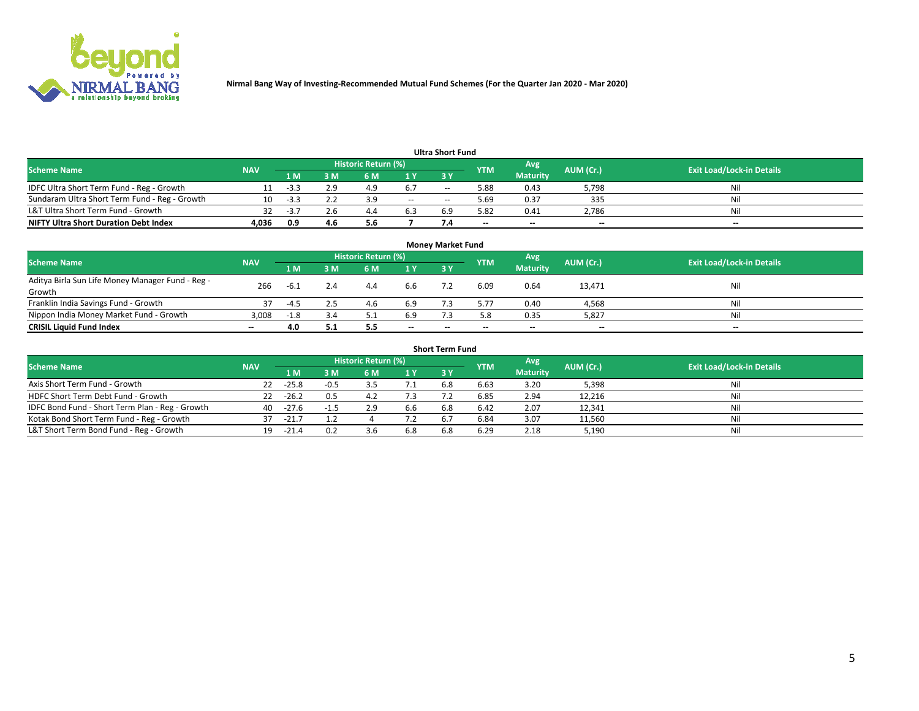Nirmal Bang Way of Investing-Recommended Mutual Fund Schemes (For the Quarter Jan 2020 - Mar 2020)

### Ultra Short Fund

| Scheme Name | NAV | Historic Return (%) | | | | | YTM | Avg Maturity | AUM (Cr.) | Exit Load/Lock-in Details |
|---|---|---|---|---|---|---|---|---|---|---|
| | | 1 M | 3 M | 6 M | 1 Y | 3 Y | | | | |
| IDFC Ultra Short Term Fund - Reg - Growth | 11 | -3.3 | 2.9 | 4.9 | 6.7 | -- | 5.88 | 0.43 | 5,798 | Nil |
| Sundaram Ultra Short Term Fund - Reg - Growth | 10 | -3.3 | 2.2 | 3.9 | -- | -- | 5.69 | 0.37 | 335 | Nil |
| L&T Ultra Short Term Fund - Growth | 32 | -3.7 | 2.6 | 4.4 | 6.3 | 6.9 | 5.82 | 0.41 | 2,786 | Nil |
| **NIFTY Ultra Short Duration Debt Index** | **4,036** | **0.9** | **4.6** | **5.6** | **7** | **7.4** | -- | -- | -- | -- |

### Money Market Fund

| Scheme Name | NAV | Historic Return (%) | | | | | YTM | Avg Maturity | AUM (Cr.) | Exit Load/Lock-in Details |
|---|---|---|---|---|---|---|---|---|---|---|
| | | 1 M | 3 M | 6 M | 1 Y | 3 Y | | | | |
| Aditya Birla Sun Life Money Manager Fund - Reg - Growth | 266 | -6.1 | 2.4 | 4.4 | 6.6 | 7.2 | 6.09 | 0.64 | 13,471 | Nil |
| Franklin India Savings Fund - Growth | 37 | -4.5 | 2.5 | 4.6 | 6.9 | 7.3 | 5.77 | 0.40 | 4,568 | Nil |
| Nippon India Money Market Fund - Growth | 3,008 | -1.8 | 3.4 | 5.1 | 6.9 | 7.3 | 5.8 | 0.35 | 5,827 | Nil |
| **CRISIL Liquid Fund Index** | -- | **4.0** | **5.1** | **5.5** | -- | -- | -- | -- | -- | -- |

### Short Term Fund

| Scheme Name | NAV | Historic Return (%) | | | | | YTM | Avg Maturity | AUM (Cr.) | Exit Load/Lock-in Details |
|---|---|---|---|---|---|---|---|---|---|---|
| | | 1 M | 3 M | 6 M | 1 Y | 3 Y | | | | |
| Axis Short Term Fund - Growth | 22 | -25.8 | -0.5 | 3.5 | 7.1 | 6.8 | 6.63 | 3.20 | 5,398 | Nil |
| HDFC Short Term Debt Fund - Growth | 22 | -26.2 | 0.5 | 4.2 | 7.3 | 7.2 | 6.85 | 2.94 | 12,216 | Nil |
| IDFC Bond Fund - Short Term Plan - Reg - Growth | 40 | -27.6 | -1.5 | 2.9 | 6.6 | 6.8 | 6.42 | 2.07 | 12,341 | Nil |
| Kotak Bond Short Term Fund - Reg - Growth | 37 | -21.7 | 1.2 | 4 | 7.2 | 6.7 | 6.84 | 3.07 | 11,560 | Nil |
| L&T Short Term Bond Fund - Reg - Growth | 19 | -21.4 | 0.2 | 3.6 | 6.8 | 6.8 | 6.29 | 2.18 | 5,190 | Nil |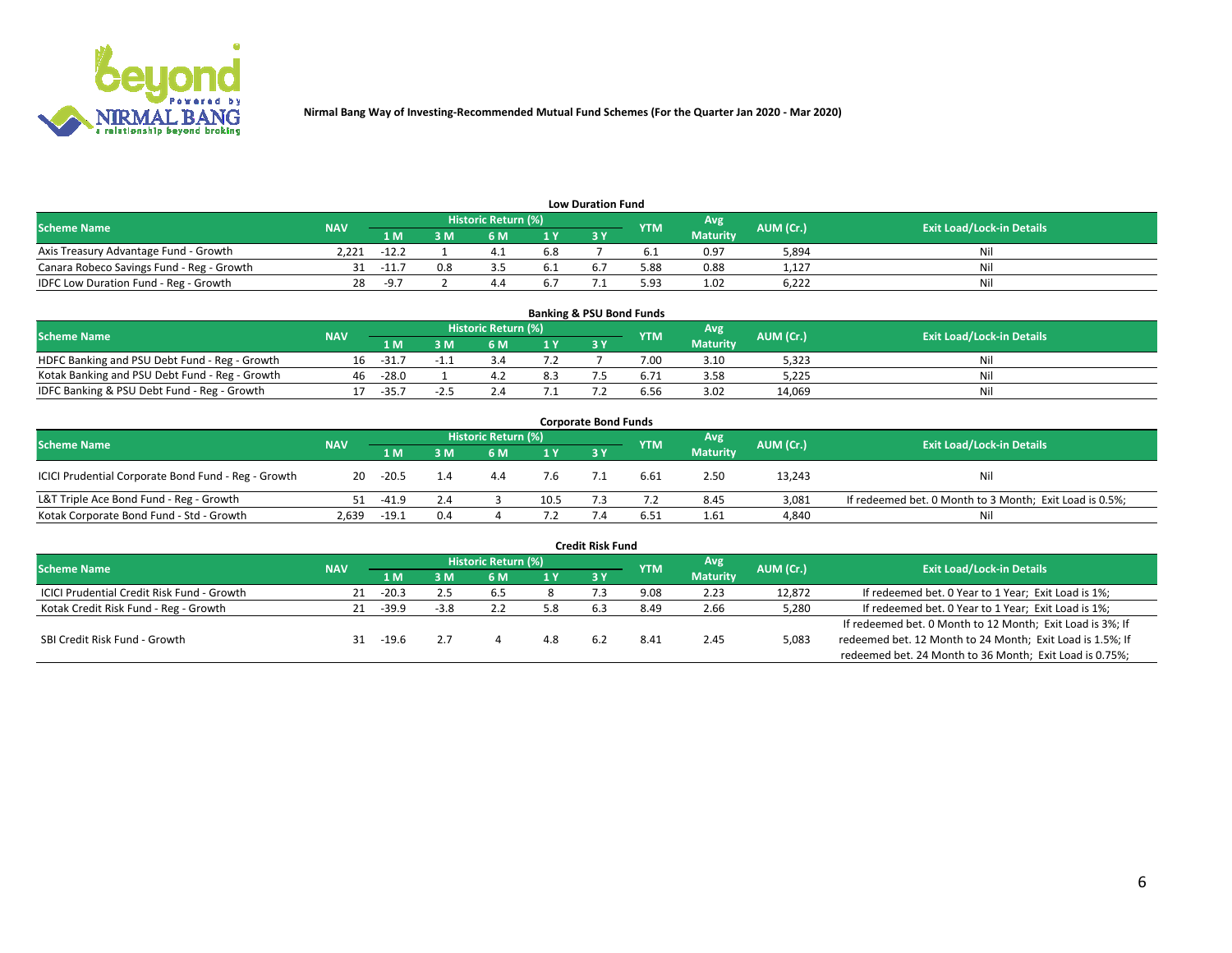Nirmal Bang Way of Investing-Recommended Mutual Fund Schemes (For the Quarter Jan 2020 - Mar 2020)

## Low Duration Fund

| Scheme Name | NAV | Historic Return (%) | | | | | YTM | Avg Maturity | AUM (Cr.) | Exit Load/Lock-in Details |
|---|---|---|---|---|---|---|---|---|---|---|
| | | 1 M | 3 M | 6 M | 1 Y | 3 Y | | | | |
| Axis Treasury Advantage Fund - Growth | 2,221 | -12.2 | 1 | 4.1 | 6.8 | 7 | 6.1 | 0.97 | 5,894 | Nil |
| Canara Robeco Savings Fund - Reg - Growth | 31 | -11.7 | 0.8 | 3.5 | 6.1 | 6.7 | 5.88 | 0.88 | 1,127 | Nil |
| IDFC Low Duration Fund - Reg - Growth | 28 | -9.7 | 2 | 4.4 | 6.7 | 7.1 | 5.93 | 1.02 | 6,222 | Nil |

## Banking & PSU Bond Funds

| Scheme Name | NAV | Historic Return (%) | | | | | YTM | Avg Maturity | AUM (Cr.) | Exit Load/Lock-in Details |
|---|---|---|---|---|---|---|---|---|---|---|
| | | 1 M | 3 M | 6 M | 1 Y | 3 Y | | | | |
| HDFC Banking and PSU Debt Fund - Reg - Growth | 16 | -31.7 | -1.1 | 3.4 | 7.2 | 7 | 7.00 | 3.10 | 5,323 | Nil |
| Kotak Banking and PSU Debt Fund - Reg - Growth | 46 | -28.0 | 1 | 4.2 | 8.3 | 7.5 | 6.71 | 3.58 | 5,225 | Nil |
| IDFC Banking & PSU Debt Fund - Reg - Growth | 17 | -35.7 | -2.5 | 2.4 | 7.1 | 7.2 | 6.56 | 3.02 | 14,069 | Nil |

## Corporate Bond Funds

| Scheme Name | NAV | Historic Return (%) | | | | | YTM | Avg Maturity | AUM (Cr.) | Exit Load/Lock-in Details |
|---|---|---|---|---|---|---|---|---|---|---|
| | | 1 M | 3 M | 6 M | 1 Y | 3 Y | | | | |
| ICICI Prudential Corporate Bond Fund - Reg - Growth | 20 | -20.5 | 1.4 | 4.4 | 7.6 | 7.1 | 6.61 | 2.50 | 13,243 | Nil |
| L&T Triple Ace Bond Fund - Reg - Growth | 51 | -41.9 | 2.4 | 3 | 10.5 | 7.3 | 7.2 | 8.45 | 3,081 | If redeemed bet. 0 Month to 3 Month; Exit Load is 0.5%; |
| Kotak Corporate Bond Fund - Std - Growth | 2,639 | -19.1 | 0.4 | 4 | 7.2 | 7.4 | 6.51 | 1.61 | 4,840 | Nil |

## Credit Risk Fund

| Scheme Name | NAV | Historic Return (%) | | | | | YTM | Avg Maturity | AUM (Cr.) | Exit Load/Lock-in Details |
|---|---|---|---|---|---|---|---|---|---|---|
| | | 1 M | 3 M | 6 M | 1 Y | 3 Y | | | | |
| ICICI Prudential Credit Risk Fund - Growth | 21 | -20.3 | 2.5 | 6.5 | 8 | 7.3 | 9.08 | 2.23 | 12,872 | If redeemed bet. 0 Year to 1 Year; Exit Load is 1%; |
| Kotak Credit Risk Fund - Reg - Growth | 21 | -39.9 | -3.8 | 2.2 | 5.8 | 6.3 | 8.49 | 2.66 | 5,280 | If redeemed bet. 0 Year to 1 Year; Exit Load is 1%; |
| SBI Credit Risk Fund - Growth | 31 | -19.6 | 2.7 | 4 | 4.8 | 6.2 | 8.41 | 2.45 | 5,083 | If redeemed bet. 0 Month to 12 Month; Exit Load is 3%; If redeemed bet. 12 Month to 24 Month; Exit Load is 1.5%; If redeemed bet. 24 Month to 36 Month; Exit Load is 0.75%; |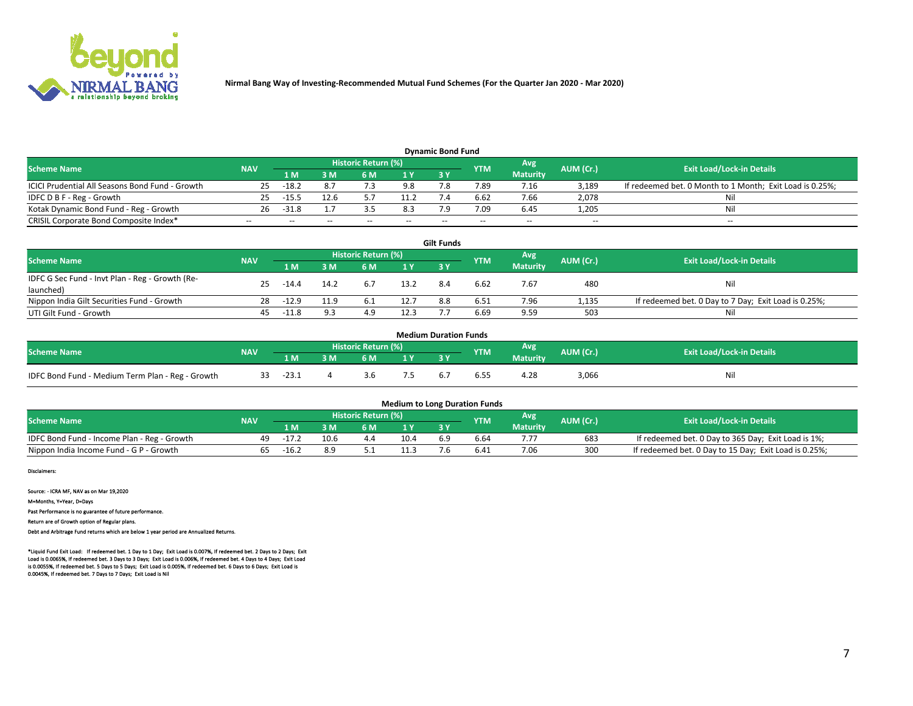**Nirmal Bang Way of Investing-Recommended Mutual Fund Schemes (For the Quarter Jan 2020 - Mar 2020)**

### Dynamic Bond Fund

| Scheme Name | NAV | Historic Return (%) | | | | | YTM | Avg Maturity | AUM (Cr.) | Exit Load/Lock-in Details |
|---|---|---|---|---|---|---|---|---|---|---|
| | | 1 M | 3 M | 6 M | 1 Y | 3 Y | | | | |
| ICICI Prudential All Seasons Bond Fund - Growth | 25 | -18.2 | 8.7 | 7.3 | 9.8 | 7.8 | 7.89 | 7.16 | 3,189 | If redeemed bet. 0 Month to 1 Month; Exit Load is 0.25%; |
| IDFC D B F - Reg - Growth | 25 | -15.5 | 12.6 | 5.7 | 11.2 | 7.4 | 6.62 | 7.66 | 2,078 | Nil |
| Kotak Dynamic Bond Fund - Reg - Growth | 26 | -31.8 | 1.7 | 3.5 | 8.3 | 7.9 | 7.09 | 6.45 | 1,205 | Nil |
| CRISIL Corporate Bond Composite Index* | -- | -- | -- | -- | -- | -- | -- | -- | -- | -- |

### Gilt Funds

| Scheme Name | NAV | Historic Return (%) | | | | | YTM | Avg Maturity | AUM (Cr.) | Exit Load/Lock-in Details |
|---|---|---|---|---|---|---|---|---|---|---|
| | | 1 M | 3 M | 6 M | 1 Y | 3 Y | | | | |
| IDFC G Sec Fund - Invt Plan - Reg - Growth (Re-launched) | 25 | -14.4 | 14.2 | 6.7 | 13.2 | 8.4 | 6.62 | 7.67 | 480 | Nil |
| Nippon India Gilt Securities Fund - Growth | 28 | -12.9 | 11.9 | 6.1 | 12.7 | 8.8 | 6.51 | 7.96 | 1,135 | If redeemed bet. 0 Day to 7 Day; Exit Load is 0.25%; |
| UTI Gilt Fund - Growth | 45 | -11.8 | 9.3 | 4.9 | 12.3 | 7.7 | 6.69 | 9.59 | 503 | Nil |

### Medium Duration Funds

| Scheme Name | NAV | Historic Return (%) | | | | | YTM | Avg Maturity | AUM (Cr.) | Exit Load/Lock-in Details |
|---|---|---|---|---|---|---|---|---|---|---|
| | | 1 M | 3 M | 6 M | 1 Y | 3 Y | | | | |
| IDFC Bond Fund - Medium Term Plan - Reg - Growth | 33 | -23.1 | 4 | 3.6 | 7.5 | 6.7 | 6.55 | 4.28 | 3,066 | Nil |

### Medium to Long Duration Funds

| Scheme Name | NAV | Historic Return (%) | | | | | YTM | Avg Maturity | AUM (Cr.) | Exit Load/Lock-in Details |
|---|---|---|---|---|---|---|---|---|---|---|
| | | 1 M | 3 M | 6 M | 1 Y | 3 Y | | | | |
| IDFC Bond Fund - Income Plan - Reg - Growth | 49 | -17.2 | 10.6 | 4.4 | 10.4 | 6.9 | 6.64 | 7.77 | 683 | If redeemed bet. 0 Day to 365 Day; Exit Load is 1%; |
| Nippon India Income Fund - G P - Growth | 65 | -16.2 | 8.9 | 5.1 | 11.3 | 7.6 | 6.41 | 7.06 | 300 | If redeemed bet. 0 Day to 15 Day; Exit Load is 0.25%; |

Disclaimers:

Source: - ICRA MF, NAV as on Mar 19,2020

M=Months, Y=Year, D=Days

Past Performance is no guarantee of future performance.

Return are of Growth option of Regular plans.

Debt and Arbitrage Fund returns which are below 1 year period are Annualized Returns.

*Liquid Fund Exit Load: If redeemed bet. 1 Day to 1 Day; Exit Load is 0.007%, If redeemed bet. 2 Days to 2 Days; Exit Load is 0.0065%, If redeemed bet. 3 Days to 3 Days; Exit Load is 0.006%, If redeemed bet. 4 Days to 4 Days; Exit Load is 0.0055%, If redeemed bet. 5 Days to 5 Days; Exit Load is 0.005%, If redeemed bet. 6 Days to 6 Days; Exit Load is 0.0045%, If redeemed bet. 7 Days to 7 Days; Exit Load is Nil